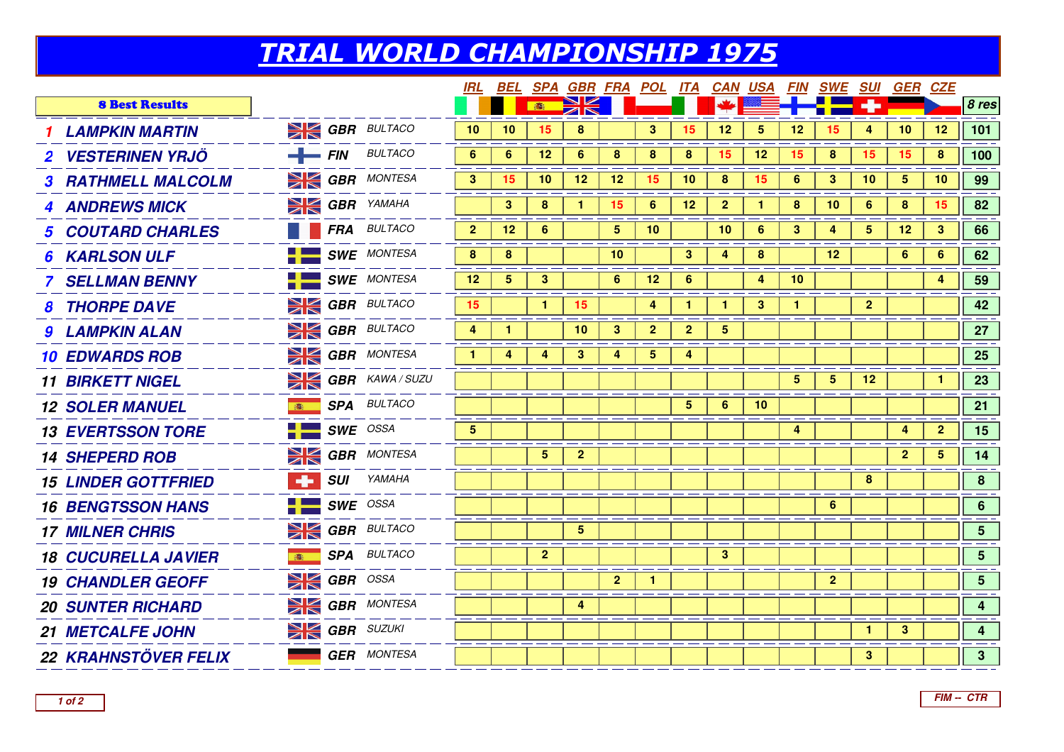# TRIAL WORLD CHAMPIONSHIP 1975

| 8 Best Results | | | | IRL | BEL | SPA | GBR | FRA | POL | ITA | CAN | USA | FIN | SWE | SUI | GER | CZE | 8 res |
|---|---|---|---|---|---|---|---|---|---|---|---|---|---|---|---|---|---|---|
| 1 | LAMPKIN MARTIN | GBR | BULTACO | 10 | 10 | 15 | 8 | | 3 | 15 | 12 | 5 | 12 | 15 | 4 | 10 | 12 | 101 |
| 2 | VESTERINEN YRJÖ | FIN | BULTACO | 6 | 6 | 12 | 6 | 8 | 8 | 8 | 15 | 12 | 15 | 8 | 15 | 15 | 8 | 100 |
| 3 | RATHMELL MALCOLM | GBR | MONTESA | 3 | 15 | 10 | 12 | 12 | 15 | 10 | 8 | 15 | 6 | 3 | 10 | 5 | 10 | 99 |
| 4 | ANDREWS MICK | GBR | YAMAHA | | 3 | 8 | 1 | 15 | 6 | 12 | 2 | 1 | 8 | 10 | 6 | 8 | 15 | 82 |
| 5 | COUTARD CHARLES | FRA | BULTACO | 2 | 12 | 6 | | 5 | 10 | | 10 | 6 | 3 | 4 | 5 | 12 | 3 | 66 |
| 6 | KARLSON ULF | SWE | MONTESA | 8 | 8 | | | 10 | | 3 | 4 | 8 | | 12 | | 6 | 6 | 62 |
| 7 | SELLMAN BENNY | SWE | MONTESA | 12 | 5 | 3 | | 6 | 12 | 6 | | 4 | 10 | | | | 4 | 59 |
| 8 | THORPE DAVE | GBR | BULTACO | 15 | | 1 | 15 | | 4 | 1 | 1 | 3 | 1 | | 2 | | | 42 |
| 9 | LAMPKIN ALAN | GBR | BULTACO | 4 | 1 | | 10 | 3 | 2 | 2 | 5 | | | | | | | 27 |
| 10 | EDWARDS ROB | GBR | MONTESA | 1 | 4 | 4 | 3 | 4 | 5 | 4 | | | | | | | | 25 |
| 11 | BIRKETT NIGEL | GBR | KAWA / SUZU | | | | | | | | | | 5 | 5 | 12 | | 1 | 23 |
| 12 | SOLER MANUEL | SPA | BULTACO | | | | | | | 5 | 6 | 10 | | | | | | 21 |
| 13 | EVERTSSON TORE | SWE | OSSA | 5 | | | | | | | | | 4 | | | 4 | 2 | 15 |
| 14 | SHEPERD ROB | GBR | MONTESA | | | 5 | 2 | | | | | | | | | 2 | 5 | 14 |
| 15 | LINDER GOTTFRIED | SUI | YAMAHA | | | | | | | | | | | | 8 | | | 8 |
| 16 | BENGTSSON HANS | SWE | OSSA | | | | | | | | | | | 6 | | | | 6 |
| 17 | MILNER CHRIS | GBR | BULTACO | | | | 5 | | | | | | | | | | | 5 |
| 18 | CUCURELLA JAVIER | SPA | BULTACO | | | 2 | | | | | 3 | | | | | | | 5 |
| 19 | CHANDLER GEOFF | GBR | OSSA | | | | | 2 | 1 | | | | | 2 | | | | 5 |
| 20 | SUNTER RICHARD | GBR | MONTESA | | | | 4 | | | | | | | | | | | 4 |
| 21 | METCALFE JOHN | GBR | SUZUKI | | | | | | | | | | | | 1 | 3 | | 4 |
| 22 | KRAHNSTÖVER FELIX | GER | MONTESA | | | | | | | | | | | | 3 | | | 3 |

FIM -- CTR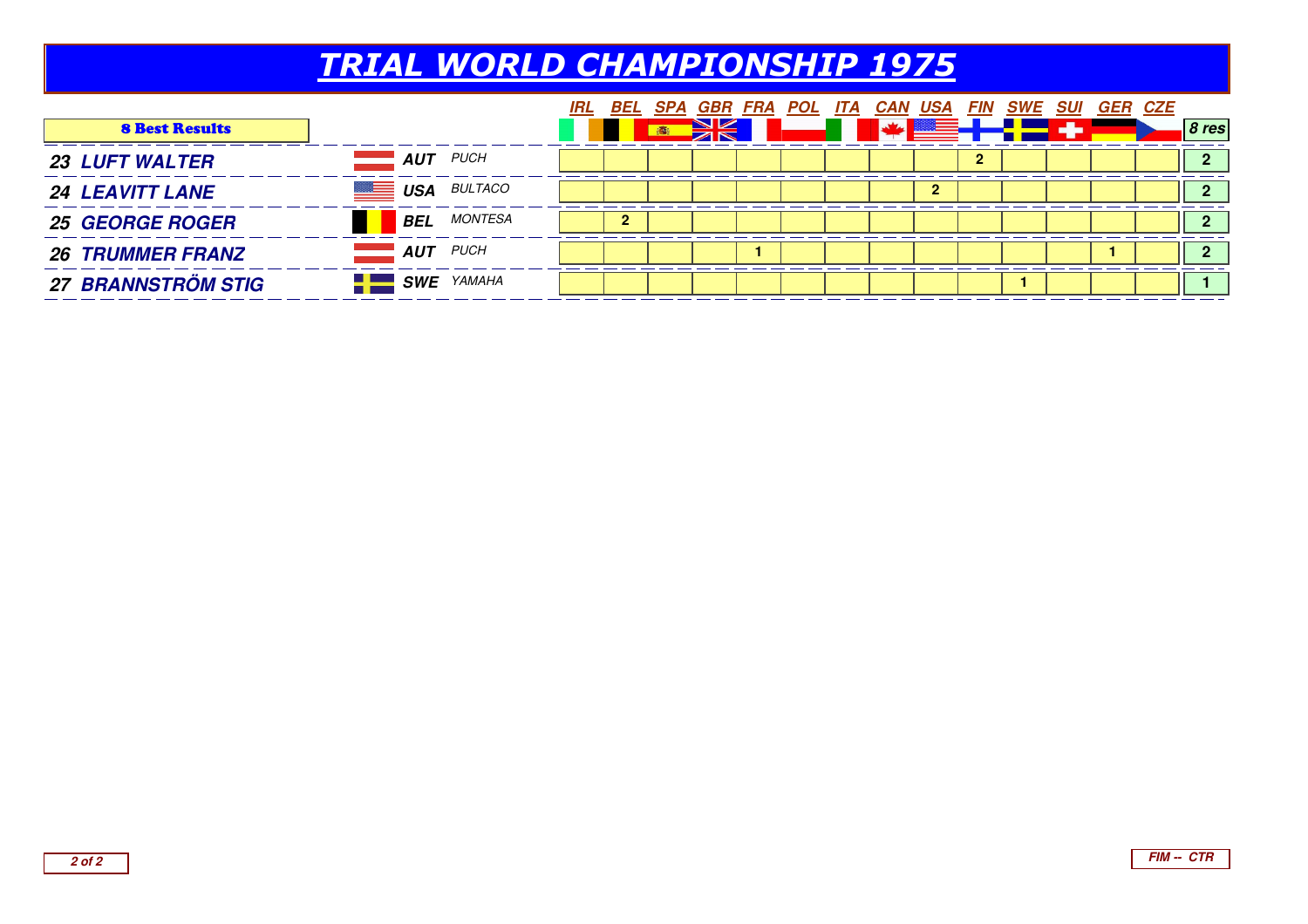# TRIAL WORLD CHAMPIONSHIP 1975

| 8 Best Results | | | | IRL | BEL | SPA | GBR | FRA | POL | ITA | CAN | USA | FIN | SWE | SUI | GER | CZE | 8 res |
|---|---|---|---|---|---|---|---|---|---|---|---|---|---|---|---|---|---|---|
| 23 | LUFT WALTER | AUT | PUCH | | | | | | | | | | 2 | | | | | 2 |
| 24 | LEAVITT LANE | USA | BULTACO | | | | | | | | | 2 | | | | | | 2 |
| 25 | GEORGE ROGER | BEL | MONTESA | | 2 | | | | | | | | | | | | | 2 |
| 26 | TRUMMER FRANZ | AUT | PUCH | | | | | 1 | | | | | | | | 1 | | 2 |
| 27 | BRANNSTRÖM STIG | SWE | YAMAHA | | | | | | | | | | | 1 | | | | 1 |

FIM -- CTR